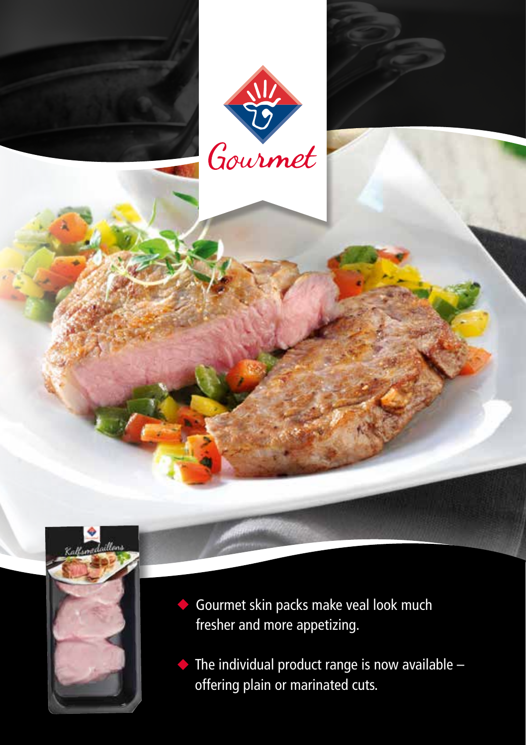Gourmet

- Gourmet skin packs make veal look much fresher and more appetizing.
- The individual product range is now available – offering plain or marinated cuts.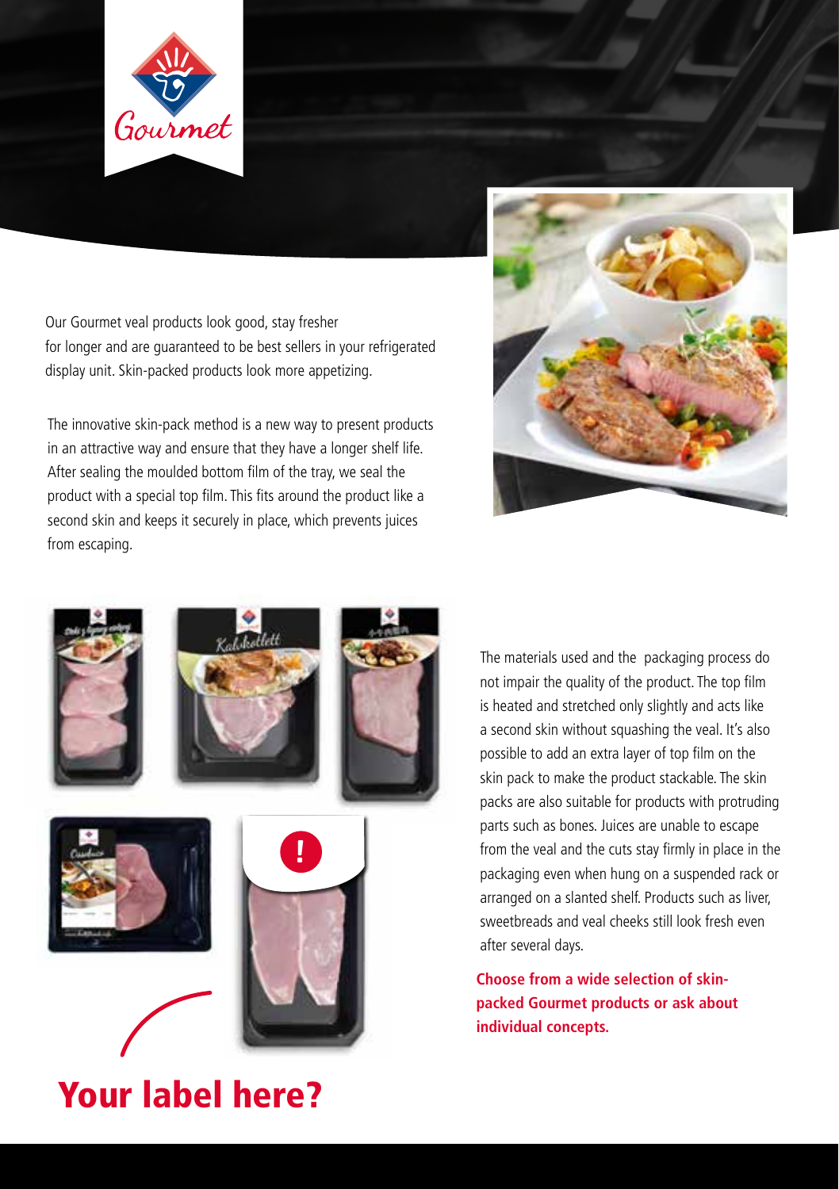Our Gourmet veal products look good, stay fresher for longer and are guaranteed to be best sellers in your refrigerated display unit. Skin-packed products look more appetizing.

The innovative skin-pack method is a new way to present products in an attractive way and ensure that they have a longer shelf life. After sealing the moulded bottom film of the tray, we seal the product with a special top film. This fits around the product like a second skin and keeps it securely in place, which prevents juices from escaping.

The materials used and the packaging process do not impair the quality of the product. The top film is heated and stretched only slightly and acts like a second skin without squashing the veal. It's also possible to add an extra layer of top film on the skin pack to make the product stackable. The skin packs are also suitable for products with protruding parts such as bones. Juices are unable to escape from the veal and the cuts stay firmly in place in the packaging even when hung on a suspended rack or arranged on a slanted shelf. Products such as liver, sweetbreads and veal cheeks still look fresh even after several days.

**Choose from a wide selection of skin-packed Gourmet products or ask about individual concepts.**

# Your label here?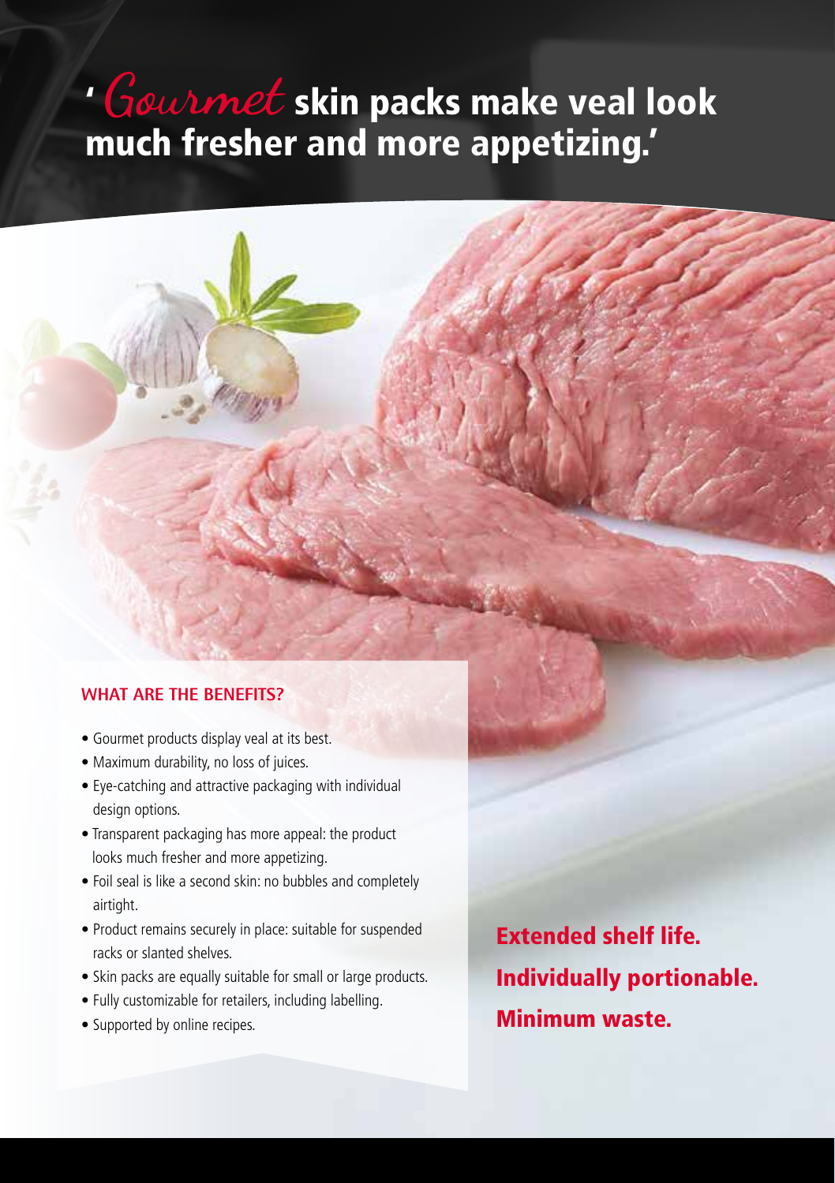# 'Gourmet skin packs make veal look much fresher and more appetizing.'

### WHAT ARE THE BENEFITS?

- Gourmet products display veal at its best.
- Maximum durability, no loss of juices.
- Eye-catching and attractive packaging with individual design options.
- Transparent packaging has more appeal: the product looks much fresher and more appetizing.
- Foil seal is like a second skin: no bubbles and completely airtight.
- Product remains securely in place: suitable for suspended racks or slanted shelves.
- Skin packs are equally suitable for small or large products.
- Fully customizable for retailers, including labelling.
- Supported by online recipes.

**Extended shelf life.**
**Individually portionable.**
**Minimum waste.**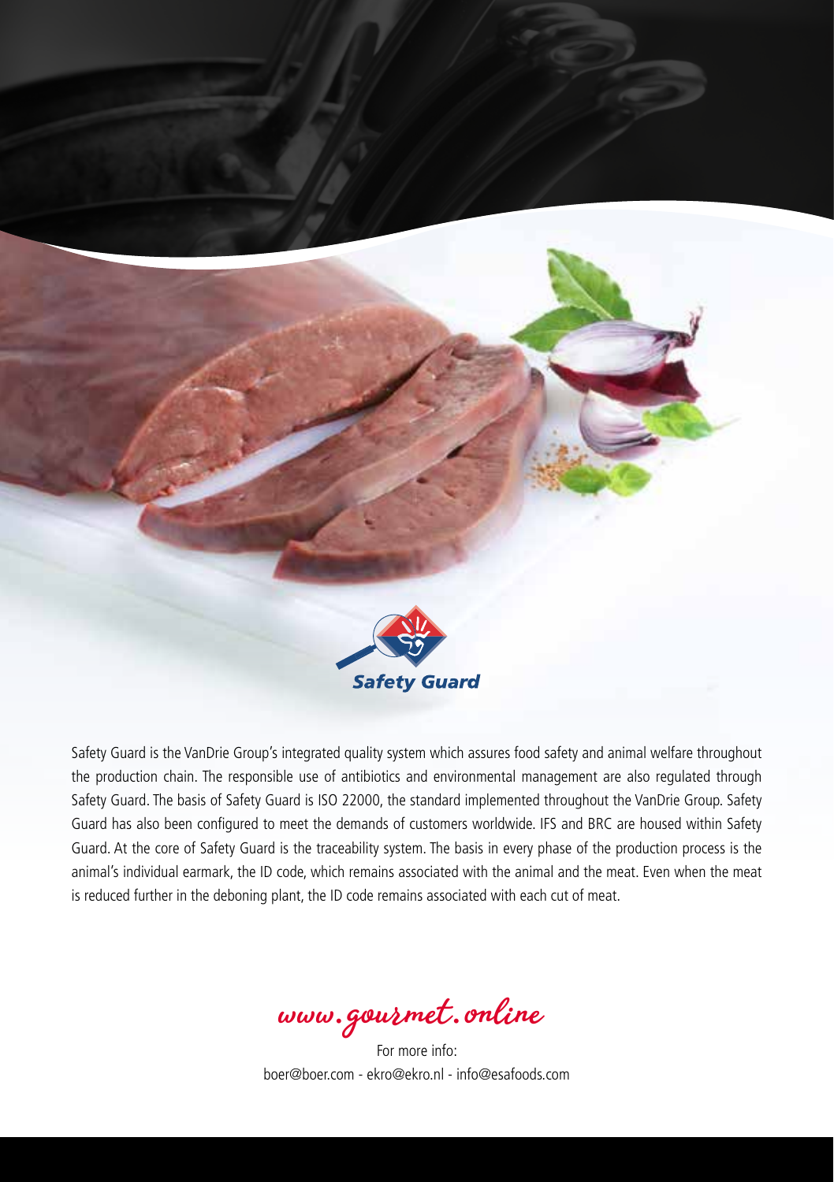Safety Guard

Safety Guard is the VanDrie Group's integrated quality system which assures food safety and animal welfare throughout the production chain. The responsible use of antibiotics and environmental management are also regulated through Safety Guard. The basis of Safety Guard is ISO 22000, the standard implemented throughout the VanDrie Group. Safety Guard has also been configured to meet the demands of customers worldwide. IFS and BRC are housed within Safety Guard. At the core of Safety Guard is the traceability system. The basis in every phase of the production process is the animal's individual earmark, the ID code, which remains associated with the animal and the meat. Even when the meat is reduced further in the deboning plant, the ID code remains associated with each cut of meat.

www.gourmet.online

For more info:
boer@boer.com - ekro@ekro.nl - info@esafoods.com